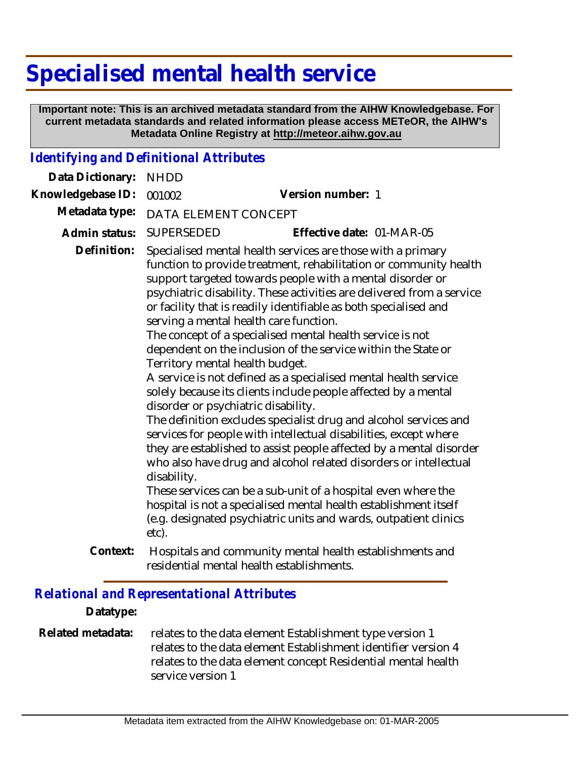# Specialised mental health service

**Important note: This is an archived metadata standard from the AIHW Knowledgebase. For current metadata standards and related information please access METeOR, the AIHW's Metadata Online Registry at http://meteor.aihw.gov.au**

## *Identifying and Definitional Attributes*

**Data Dictionary:** NHDD

**Knowledgebase ID:** 001002 **Version number:** 1

**Metadata type:** DATA ELEMENT CONCEPT

**Admin status:** SUPERSEDED **Effective date:** 01-MAR-05

**Definition:** Specialised mental health services are those with a primary function to provide treatment, rehabilitation or community health support targeted towards people with a mental disorder or psychiatric disability. These activities are delivered from a service or facility that is readily identifiable as both specialised and serving a mental health care function.
The concept of a specialised mental health service is not dependent on the inclusion of the service within the State or Territory mental health budget.
A service is not defined as a specialised mental health service solely because its clients include people affected by a mental disorder or psychiatric disability.
The definition excludes specialist drug and alcohol services and services for people with intellectual disabilities, except where they are established to assist people affected by a mental disorder who also have drug and alcohol related disorders or intellectual disability.
These services can be a sub-unit of a hospital even where the hospital is not a specialised mental health establishment itself (e.g. designated psychiatric units and wards, outpatient clinics etc).

**Context:** Hospitals and community mental health establishments and residential mental health establishments.

## *Relational and Representational Attributes*

**Datatype:**

**Related metadata:** relates to the data element Establishment type version 1
relates to the data element Establishment identifier version 4
relates to the data element concept Residential mental health service version 1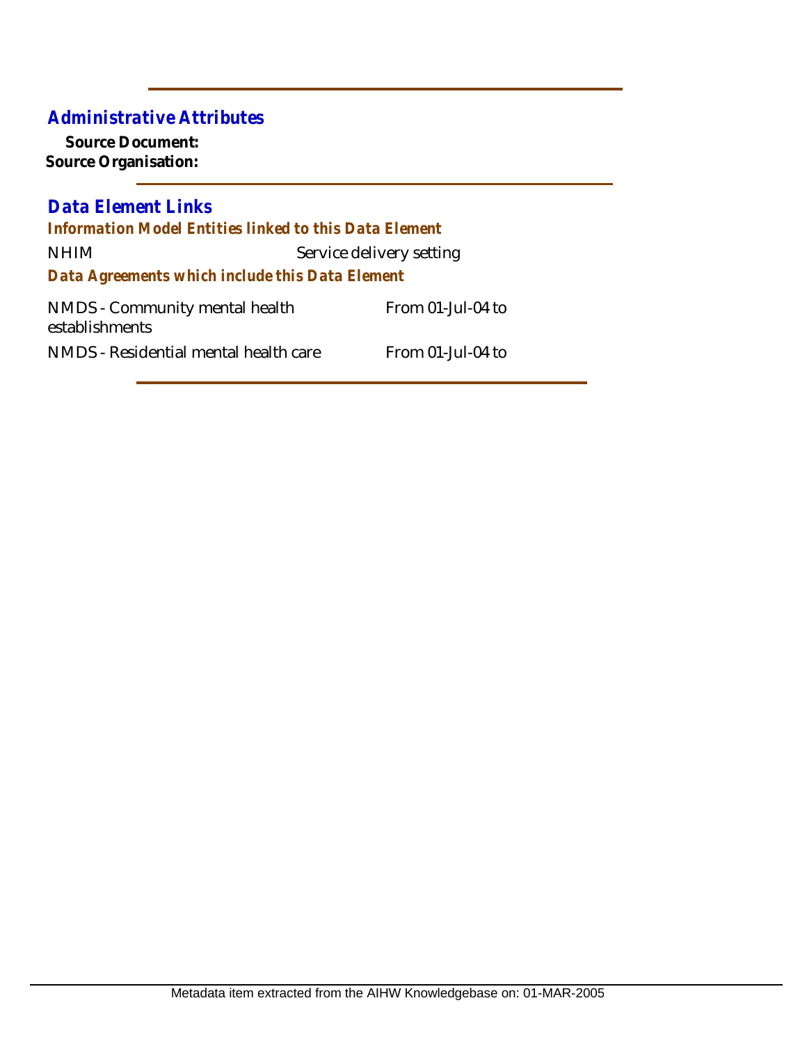## Administrative Attributes

**Source Document:**

**Source Organisation:**

## Data Element Links

### Information Model Entities linked to this Data Element

| | |
|---|---|
| NHIM | Service delivery setting |

### Data Agreements which include this Data Element

| | |
|---|---|
| NMDS - Community mental health establishments | From 01-Jul-04 to |
| NMDS - Residential mental health care | From 01-Jul-04 to |

Metadata item extracted from the AIHW Knowledgebase on: 01-MAR-2005